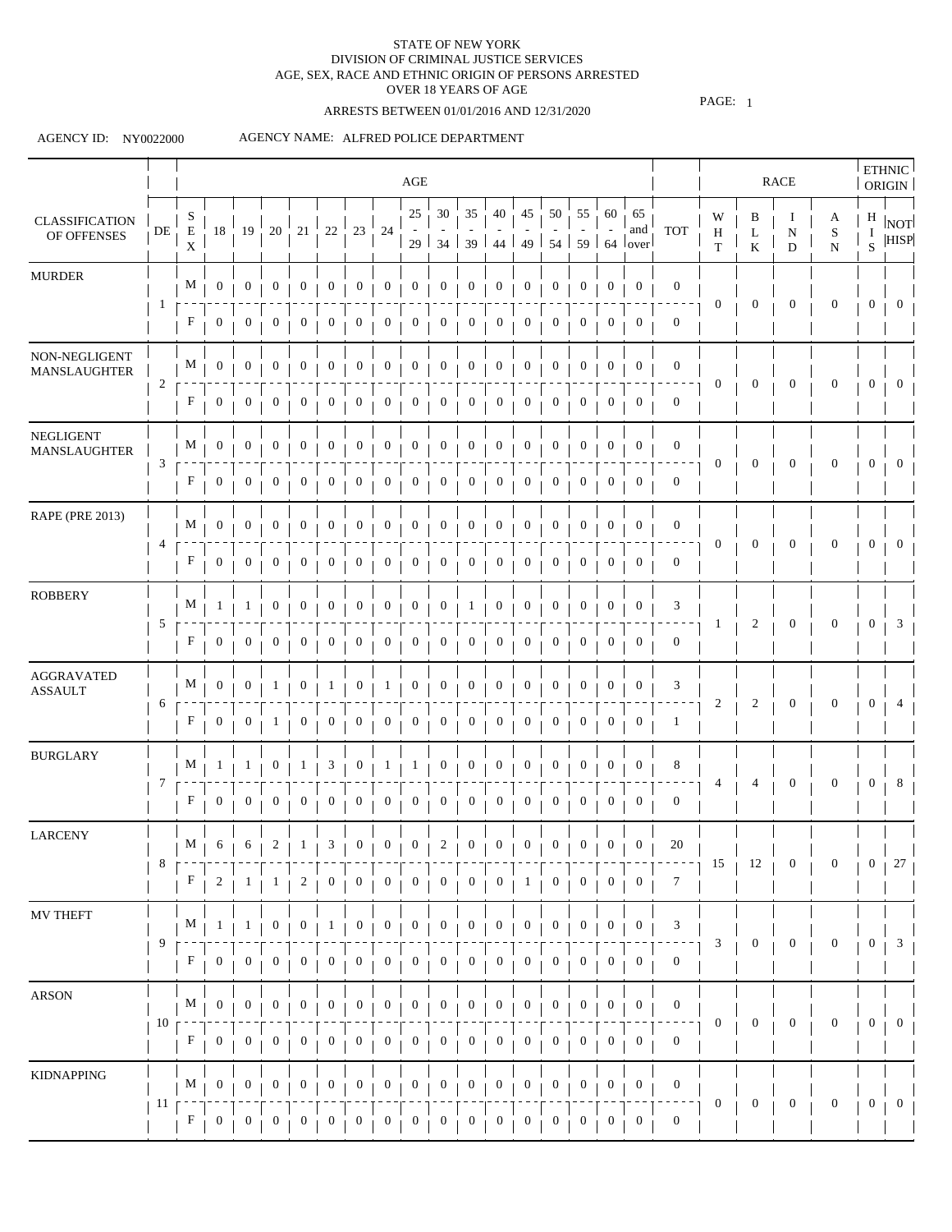STATE OF NEW YORK
DIVISION OF CRIMINAL JUSTICE SERVICES
AGE, SEX, RACE AND ETHNIC ORIGIN OF PERSONS ARRESTED
OVER 18 YEARS OF AGE

ARRESTS BETWEEN 01/01/2016 AND 12/31/2020

AGENCY ID: NY0022000 AGENCY NAME: ALFRED POLICE DEPARTMENT

| CLASSIFICATION OF OFFENSES | DE | SEX | 18 | 19 | 20 | 21 | 22 | 23 | 24 | 25-29 | 30-34 | 35-39 | 40-44 | 45-49 | 50-54 | 55-59 | 60-64 | 65 and over | TOT | WHT | BLK | IND | ASN | HIS | NOT HISP |
|---|---|---|---|---|---|---|---|---|---|---|---|---|---|---|---|---|---|---|---|---|---|---|---|---|---|
| MURDER | 1 | M | 0 | 0 | 0 | 0 | 0 | 0 | 0 | 0 | 0 | 0 | 0 | 0 | 0 | 0 | 0 | 0 | 0 | 0 | 0 | 0 | 0 | 0 | 0 |
| | | F | 0 | 0 | 0 | 0 | 0 | 0 | 0 | 0 | 0 | 0 | 0 | 0 | 0 | 0 | 0 | 0 | 0 | | | | | | |
| NON-NEGLIGENT MANSLAUGHTER | 2 | M | 0 | 0 | 0 | 0 | 0 | 0 | 0 | 0 | 0 | 0 | 0 | 0 | 0 | 0 | 0 | 0 | 0 | 0 | 0 | 0 | 0 | 0 | 0 |
| | | F | 0 | 0 | 0 | 0 | 0 | 0 | 0 | 0 | 0 | 0 | 0 | 0 | 0 | 0 | 0 | 0 | 0 | | | | | | |
| NEGLIGENT MANSLAUGHTER | 3 | M | 0 | 0 | 0 | 0 | 0 | 0 | 0 | 0 | 0 | 0 | 0 | 0 | 0 | 0 | 0 | 0 | 0 | 0 | 0 | 0 | 0 | 0 | 0 |
| | | F | 0 | 0 | 0 | 0 | 0 | 0 | 0 | 0 | 0 | 0 | 0 | 0 | 0 | 0 | 0 | 0 | 0 | | | | | | |
| RAPE (PRE 2013) | 4 | M | 0 | 0 | 0 | 0 | 0 | 0 | 0 | 0 | 0 | 0 | 0 | 0 | 0 | 0 | 0 | 0 | 0 | 0 | 0 | 0 | 0 | 0 | 0 |
| | | F | 0 | 0 | 0 | 0 | 0 | 0 | 0 | 0 | 0 | 0 | 0 | 0 | 0 | 0 | 0 | 0 | 0 | | | | | | |
| ROBBERY | 5 | M | 1 | 1 | 0 | 0 | 0 | 0 | 0 | 0 | 0 | 1 | 0 | 0 | 0 | 0 | 0 | 0 | 3 | 1 | 2 | 0 | 0 | 0 | 3 |
| | | F | 0 | 0 | 0 | 0 | 0 | 0 | 0 | 0 | 0 | 0 | 0 | 0 | 0 | 0 | 0 | 0 | 0 | | | | | | |
| AGGRAVATED ASSAULT | 6 | M | 0 | 0 | 1 | 0 | 1 | 0 | 1 | 0 | 0 | 0 | 0 | 0 | 0 | 0 | 0 | 0 | 3 | 2 | 2 | 0 | 0 | 0 | 4 |
| | | F | 0 | 0 | 1 | 0 | 0 | 0 | 0 | 0 | 0 | 0 | 0 | 0 | 0 | 0 | 0 | 0 | 1 | | | | | | |
| BURGLARY | 7 | M | 1 | 1 | 0 | 1 | 3 | 0 | 1 | 1 | 0 | 0 | 0 | 0 | 0 | 0 | 0 | 0 | 8 | 4 | 4 | 0 | 0 | 0 | 8 |
| | | F | 0 | 0 | 0 | 0 | 0 | 0 | 0 | 0 | 0 | 0 | 0 | 0 | 0 | 0 | 0 | 0 | 0 | | | | | | |
| LARCENY | 8 | M | 6 | 6 | 2 | 1 | 3 | 0 | 0 | 0 | 2 | 0 | 0 | 0 | 0 | 0 | 0 | 0 | 20 | 15 | 12 | 0 | 0 | 0 | 27 |
| | | F | 2 | 1 | 1 | 2 | 0 | 0 | 0 | 0 | 0 | 0 | 0 | 1 | 0 | 0 | 0 | 0 | 7 | | | | | | |
| MV THEFT | 9 | M | 1 | 1 | 0 | 0 | 1 | 0 | 0 | 0 | 0 | 0 | 0 | 0 | 0 | 0 | 0 | 0 | 3 | 3 | 0 | 0 | 0 | 0 | 3 |
| | | F | 0 | 0 | 0 | 0 | 0 | 0 | 0 | 0 | 0 | 0 | 0 | 0 | 0 | 0 | 0 | 0 | 0 | | | | | | |
| ARSON | 10 | M | 0 | 0 | 0 | 0 | 0 | 0 | 0 | 0 | 0 | 0 | 0 | 0 | 0 | 0 | 0 | 0 | 0 | 0 | 0 | 0 | 0 | 0 | 0 |
| | | F | 0 | 0 | 0 | 0 | 0 | 0 | 0 | 0 | 0 | 0 | 0 | 0 | 0 | 0 | 0 | 0 | 0 | | | | | | |
| KIDNAPPING | 11 | M | 0 | 0 | 0 | 0 | 0 | 0 | 0 | 0 | 0 | 0 | 0 | 0 | 0 | 0 | 0 | 0 | 0 | 0 | 0 | 0 | 0 | 0 | 0 |
| | | F | 0 | 0 | 0 | 0 | 0 | 0 | 0 | 0 | 0 | 0 | 0 | 0 | 0 | 0 | 0 | 0 | 0 | | | | | | |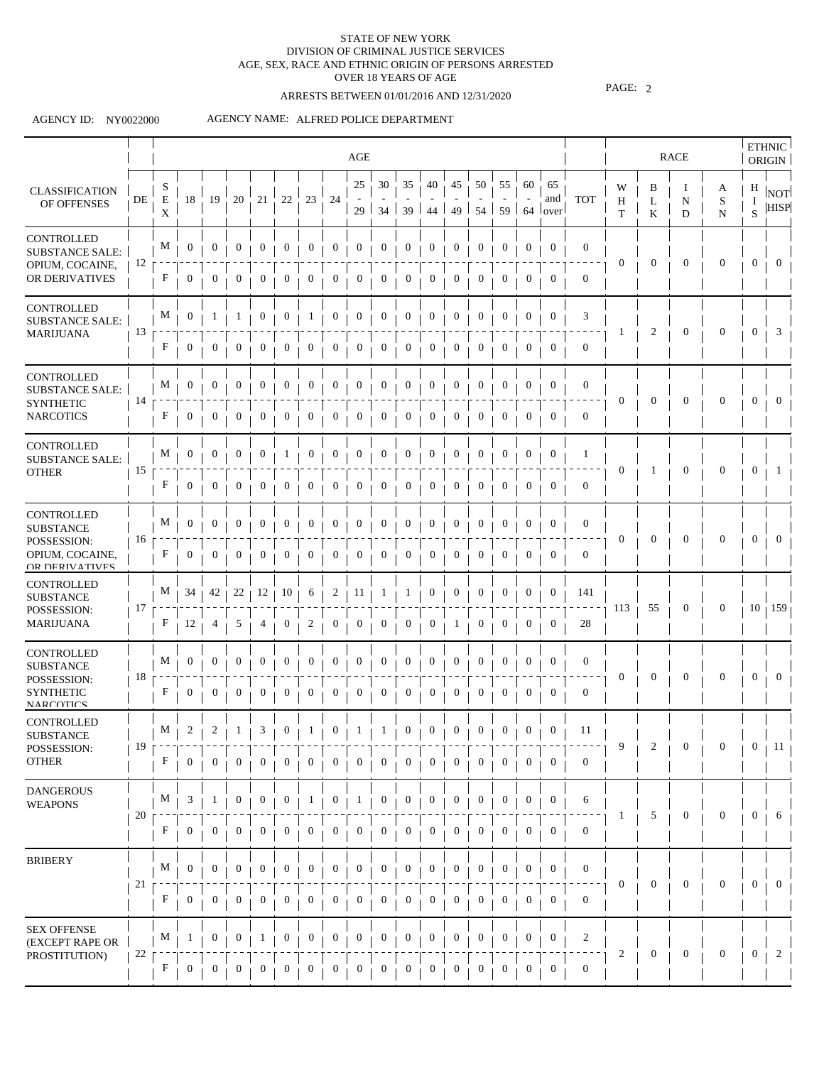STATE OF NEW YORK
DIVISION OF CRIMINAL JUSTICE SERVICES
AGE, SEX, RACE AND ETHNIC ORIGIN OF PERSONS ARRESTED
OVER 18 YEARS OF AGE

ARRESTS BETWEEN 01/01/2016 AND 12/31/2020

AGENCY ID: NY0022000 AGENCY NAME: ALFRED POLICE DEPARTMENT

| CLASSIFICATION OF OFFENSES | DE | SEX | 18 | 19 | 20 | 21 | 22 | 23 | 24 | 25-29 | 30-34 | 35-39 | 40-44 | 45-49 | 50-54 | 55-59 | 60-64 | 65 and over | TOT | WHT | BLK | IND | ASN | HIS | NOT HISP |
|---|---|---|---|---|---|---|---|---|---|---|---|---|---|---|---|---|---|---|---|---|---|---|---|---|---|
| CONTROLLED SUBSTANCE SALE: OPIUM, COCAINE, OR DERIVATIVES | 12 | M | 0 | 0 | 0 | 0 | 0 | 0 | 0 | 0 | 0 | 0 | 0 | 0 | 0 | 0 | 0 | 0 | 0 | 0 | 0 | 0 | 0 | 0 | 0 |
| | | F | 0 | 0 | 0 | 0 | 0 | 0 | 0 | 0 | 0 | 0 | 0 | 0 | 0 | 0 | 0 | 0 | 0 | | | | | | |
| CONTROLLED SUBSTANCE SALE: MARIJUANA | 13 | M | 0 | 1 | 1 | 0 | 0 | 1 | 0 | 0 | 0 | 0 | 0 | 0 | 0 | 0 | 0 | 0 | 3 | 1 | 2 | 0 | 0 | 0 | 3 |
| | | F | 0 | 0 | 0 | 0 | 0 | 0 | 0 | 0 | 0 | 0 | 0 | 0 | 0 | 0 | 0 | 0 | 0 | | | | | | |
| CONTROLLED SUBSTANCE SALE: SYNTHETIC NARCOTICS | 14 | M | 0 | 0 | 0 | 0 | 0 | 0 | 0 | 0 | 0 | 0 | 0 | 0 | 0 | 0 | 0 | 0 | 0 | 0 | 0 | 0 | 0 | 0 | 0 |
| | | F | 0 | 0 | 0 | 0 | 0 | 0 | 0 | 0 | 0 | 0 | 0 | 0 | 0 | 0 | 0 | 0 | 0 | | | | | | |
| CONTROLLED SUBSTANCE SALE: OTHER | 15 | M | 0 | 0 | 0 | 0 | 1 | 0 | 0 | 0 | 0 | 0 | 0 | 0 | 0 | 0 | 0 | 0 | 1 | 0 | 1 | 0 | 0 | 0 | 1 |
| | | F | 0 | 0 | 0 | 0 | 0 | 0 | 0 | 0 | 0 | 0 | 0 | 0 | 0 | 0 | 0 | 0 | 0 | | | | | | |
| CONTROLLED SUBSTANCE POSSESSION: OPIUM, COCAINE, OR DERIVATIVES | 16 | M | 0 | 0 | 0 | 0 | 0 | 0 | 0 | 0 | 0 | 0 | 0 | 0 | 0 | 0 | 0 | 0 | 0 | 0 | 0 | 0 | 0 | 0 | 0 |
| | | F | 0 | 0 | 0 | 0 | 0 | 0 | 0 | 0 | 0 | 0 | 0 | 0 | 0 | 0 | 0 | 0 | 0 | | | | | | |
| CONTROLLED SUBSTANCE POSSESSION: MARIJUANA | 17 | M | 34 | 42 | 22 | 12 | 10 | 6 | 2 | 11 | 1 | 1 | 0 | 0 | 0 | 0 | 0 | 0 | 141 | 113 | 55 | 0 | 0 | 10 | 159 |
| | | F | 12 | 4 | 5 | 4 | 0 | 2 | 0 | 0 | 0 | 0 | 0 | 1 | 0 | 0 | 0 | 0 | 28 | | | | | | |
| CONTROLLED SUBSTANCE POSSESSION: SYNTHETIC NARCOTICS | 18 | M | 0 | 0 | 0 | 0 | 0 | 0 | 0 | 0 | 0 | 0 | 0 | 0 | 0 | 0 | 0 | 0 | 0 | 0 | 0 | 0 | 0 | 0 | 0 |
| | | F | 0 | 0 | 0 | 0 | 0 | 0 | 0 | 0 | 0 | 0 | 0 | 0 | 0 | 0 | 0 | 0 | 0 | | | | | | |
| CONTROLLED SUBSTANCE POSSESSION: OTHER | 19 | M | 2 | 2 | 1 | 3 | 0 | 1 | 0 | 1 | 1 | 0 | 0 | 0 | 0 | 0 | 0 | 0 | 11 | 9 | 2 | 0 | 0 | 0 | 11 |
| | | F | 0 | 0 | 0 | 0 | 0 | 0 | 0 | 0 | 0 | 0 | 0 | 0 | 0 | 0 | 0 | 0 | 0 | | | | | | |
| DANGEROUS WEAPONS | 20 | M | 3 | 1 | 0 | 0 | 0 | 1 | 0 | 1 | 0 | 0 | 0 | 0 | 0 | 0 | 0 | 0 | 6 | 1 | 5 | 0 | 0 | 0 | 6 |
| | | F | 0 | 0 | 0 | 0 | 0 | 0 | 0 | 0 | 0 | 0 | 0 | 0 | 0 | 0 | 0 | 0 | 0 | | | | | | |
| BRIBERY | 21 | M | 0 | 0 | 0 | 0 | 0 | 0 | 0 | 0 | 0 | 0 | 0 | 0 | 0 | 0 | 0 | 0 | 0 | 0 | 0 | 0 | 0 | 0 | 0 |
| | | F | 0 | 0 | 0 | 0 | 0 | 0 | 0 | 0 | 0 | 0 | 0 | 0 | 0 | 0 | 0 | 0 | 0 | | | | | | |
| SEX OFFENSE (EXCEPT RAPE OR PROSTITUTION) | 22 | M | 1 | 0 | 0 | 1 | 0 | 0 | 0 | 0 | 0 | 0 | 0 | 0 | 0 | 0 | 0 | 0 | 2 | 2 | 0 | 0 | 0 | 0 | 2 |
| | | F | 0 | 0 | 0 | 0 | 0 | 0 | 0 | 0 | 0 | 0 | 0 | 0 | 0 | 0 | 0 | 0 | 0 | | | | | | |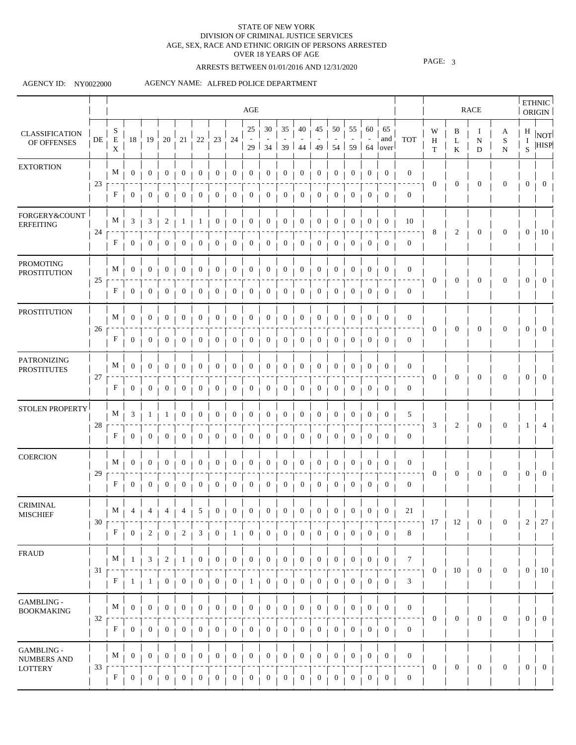STATE OF NEW YORK
DIVISION OF CRIMINAL JUSTICE SERVICES
AGE, SEX, RACE AND ETHNIC ORIGIN OF PERSONS ARRESTED
OVER 18 YEARS OF AGE

ARRESTS BETWEEN 01/01/2016 AND 12/31/2020

AGENCY ID: NY0022000 AGENCY NAME: ALFRED POLICE DEPARTMENT

| CLASSIFICATION OF OFFENSES | DE | SEX | 18 | 19 | 20 | 21 | 22 | 23 | 24 | 25-29 | 30-34 | 35-39 | 40-44 | 45-49 | 50-54 | 55-59 | 60-64 | 65 and over | TOT | WHT | BLK | IND | ASN | HIS | NOT HISP |
|---|---|---|---|---|---|---|---|---|---|---|---|---|---|---|---|---|---|---|---|---|---|---|---|---|---|
| EXTORTION | 23 | M | 0 | 0 | 0 | 0 | 0 | 0 | 0 | 0 | 0 | 0 | 0 | 0 | 0 | 0 | 0 | 0 | 0 | 0 | 0 | 0 | 0 | 0 | 0 |
| | | F | 0 | 0 | 0 | 0 | 0 | 0 | 0 | 0 | 0 | 0 | 0 | 0 | 0 | 0 | 0 | 0 | 0 | | | | | | |
| FORGERY&COUNTERFEITING | 24 | M | 3 | 3 | 2 | 1 | 1 | 0 | 0 | 0 | 0 | 0 | 0 | 0 | 0 | 0 | 0 | 0 | 10 | 8 | 2 | 0 | 0 | 0 | 10 |
| | | F | 0 | 0 | 0 | 0 | 0 | 0 | 0 | 0 | 0 | 0 | 0 | 0 | 0 | 0 | 0 | 0 | 0 | | | | | | |
| PROMOTING PROSTITUTION | 25 | M | 0 | 0 | 0 | 0 | 0 | 0 | 0 | 0 | 0 | 0 | 0 | 0 | 0 | 0 | 0 | 0 | 0 | 0 | 0 | 0 | 0 | 0 | 0 |
| | | F | 0 | 0 | 0 | 0 | 0 | 0 | 0 | 0 | 0 | 0 | 0 | 0 | 0 | 0 | 0 | 0 | 0 | | | | | | |
| PROSTITUTION | 26 | M | 0 | 0 | 0 | 0 | 0 | 0 | 0 | 0 | 0 | 0 | 0 | 0 | 0 | 0 | 0 | 0 | 0 | 0 | 0 | 0 | 0 | 0 | 0 |
| | | F | 0 | 0 | 0 | 0 | 0 | 0 | 0 | 0 | 0 | 0 | 0 | 0 | 0 | 0 | 0 | 0 | 0 | | | | | | |
| PATRONIZING PROSTITUTES | 27 | M | 0 | 0 | 0 | 0 | 0 | 0 | 0 | 0 | 0 | 0 | 0 | 0 | 0 | 0 | 0 | 0 | 0 | 0 | 0 | 0 | 0 | 0 | 0 |
| | | F | 0 | 0 | 0 | 0 | 0 | 0 | 0 | 0 | 0 | 0 | 0 | 0 | 0 | 0 | 0 | 0 | 0 | | | | | | |
| STOLEN PROPERTY | 28 | M | 3 | 1 | 1 | 0 | 0 | 0 | 0 | 0 | 0 | 0 | 0 | 0 | 0 | 0 | 0 | 0 | 5 | 3 | 2 | 0 | 0 | 1 | 4 |
| | | F | 0 | 0 | 0 | 0 | 0 | 0 | 0 | 0 | 0 | 0 | 0 | 0 | 0 | 0 | 0 | 0 | 0 | | | | | | |
| COERCION | 29 | M | 0 | 0 | 0 | 0 | 0 | 0 | 0 | 0 | 0 | 0 | 0 | 0 | 0 | 0 | 0 | 0 | 0 | 0 | 0 | 0 | 0 | 0 | 0 |
| | | F | 0 | 0 | 0 | 0 | 0 | 0 | 0 | 0 | 0 | 0 | 0 | 0 | 0 | 0 | 0 | 0 | 0 | | | | | | |
| CRIMINAL MISCHIEF | 30 | M | 4 | 4 | 4 | 4 | 5 | 0 | 0 | 0 | 0 | 0 | 0 | 0 | 0 | 0 | 0 | 0 | 21 | 17 | 12 | 0 | 0 | 2 | 27 |
| | | F | 0 | 2 | 0 | 2 | 3 | 0 | 1 | 0 | 0 | 0 | 0 | 0 | 0 | 0 | 0 | 0 | 8 | | | | | | |
| FRAUD | 31 | M | 1 | 3 | 2 | 1 | 0 | 0 | 0 | 0 | 0 | 0 | 0 | 0 | 0 | 0 | 0 | 0 | 7 | 0 | 10 | 0 | 0 | 0 | 10 |
| | | F | 1 | 1 | 0 | 0 | 0 | 0 | 0 | 1 | 0 | 0 | 0 | 0 | 0 | 0 | 0 | 0 | 3 | | | | | | |
| GAMBLING - BOOKMAKING | 32 | M | 0 | 0 | 0 | 0 | 0 | 0 | 0 | 0 | 0 | 0 | 0 | 0 | 0 | 0 | 0 | 0 | 0 | 0 | 0 | 0 | 0 | 0 | 0 |
| | | F | 0 | 0 | 0 | 0 | 0 | 0 | 0 | 0 | 0 | 0 | 0 | 0 | 0 | 0 | 0 | 0 | 0 | | | | | | |
| GAMBLING - NUMBERS AND LOTTERY | 33 | M | 0 | 0 | 0 | 0 | 0 | 0 | 0 | 0 | 0 | 0 | 0 | 0 | 0 | 0 | 0 | 0 | 0 | 0 | 0 | 0 | 0 | 0 | 0 |
| | | F | 0 | 0 | 0 | 0 | 0 | 0 | 0 | 0 | 0 | 0 | 0 | 0 | 0 | 0 | 0 | 0 | 0 | | | | | | |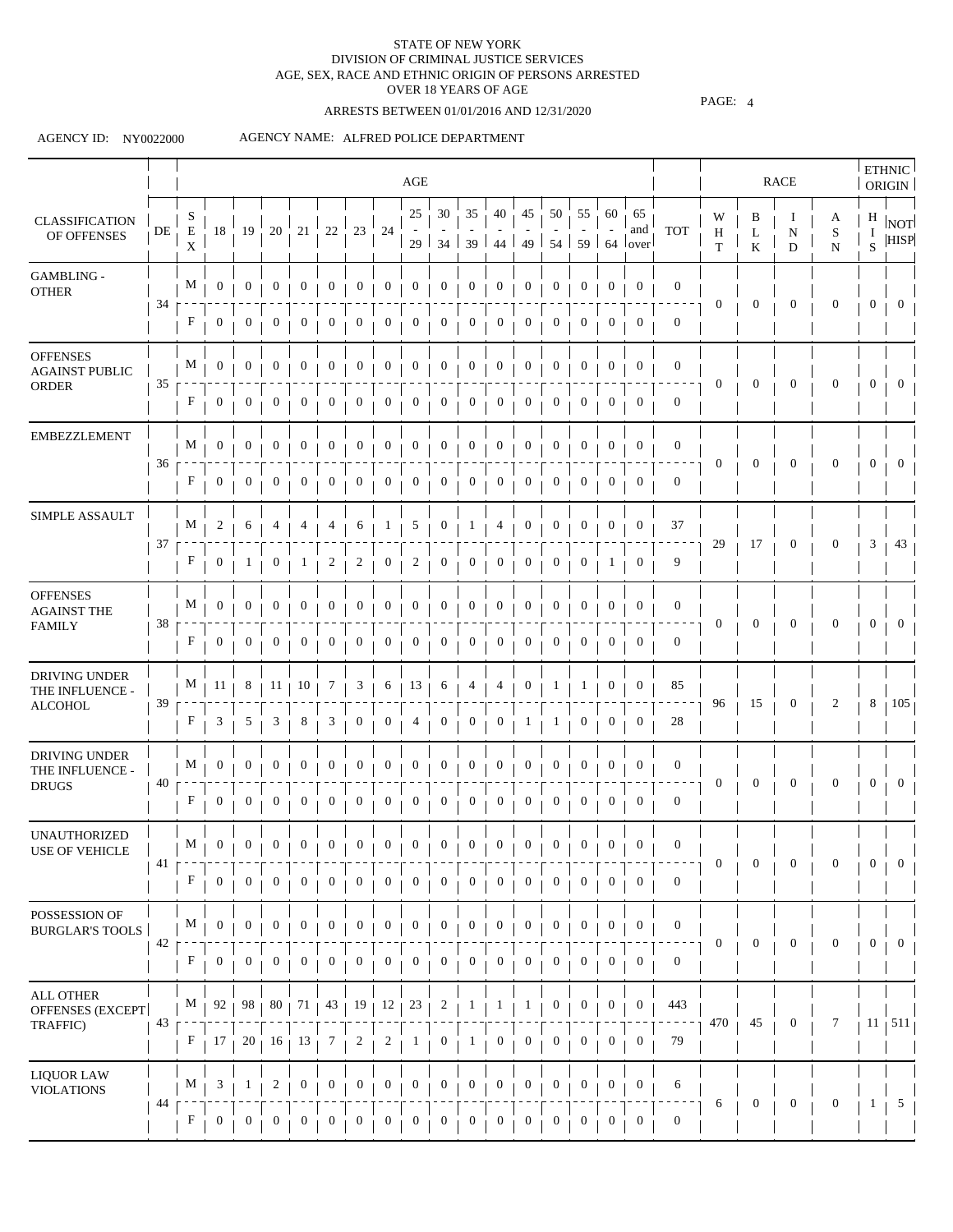STATE OF NEW YORK
DIVISION OF CRIMINAL JUSTICE SERVICES
AGE, SEX, RACE AND ETHNIC ORIGIN OF PERSONS ARRESTED
OVER 18 YEARS OF AGE

ARRESTS BETWEEN 01/01/2016 AND 12/31/2020

AGENCY ID: NY0022000 AGENCY NAME: ALFRED POLICE DEPARTMENT

| CLASSIFICATION OF OFFENSES | DE | SEX | 18 | 19 | 20 | 21 | 22 | 23 | 24 | 25-29 | 30-34 | 35-39 | 40-44 | 45-49 | 50-54 | 55-59 | 60-64 | 65 and over | TOT | WHT | BLK | IND | ASN | HIS | NOT HISP |
|---|---|---|---|---|---|---|---|---|---|---|---|---|---|---|---|---|---|---|---|---|---|---|---|---|---|
| GAMBLING - OTHER | 34 | M | 0 | 0 | 0 | 0 | 0 | 0 | 0 | 0 | 0 | 0 | 0 | 0 | 0 | 0 | 0 | 0 | 0 | 0 | 0 | 0 | 0 | 0 | 0 |
| | | F | 0 | 0 | 0 | 0 | 0 | 0 | 0 | 0 | 0 | 0 | 0 | 0 | 0 | 0 | 0 | 0 | 0 | | | | | | |
| OFFENSES AGAINST PUBLIC ORDER | 35 | M | 0 | 0 | 0 | 0 | 0 | 0 | 0 | 0 | 0 | 0 | 0 | 0 | 0 | 0 | 0 | 0 | 0 | 0 | 0 | 0 | 0 | 0 | 0 |
| | | F | 0 | 0 | 0 | 0 | 0 | 0 | 0 | 0 | 0 | 0 | 0 | 0 | 0 | 0 | 0 | 0 | 0 | | | | | | |
| EMBEZZLEMENT | 36 | M | 0 | 0 | 0 | 0 | 0 | 0 | 0 | 0 | 0 | 0 | 0 | 0 | 0 | 0 | 0 | 0 | 0 | 0 | 0 | 0 | 0 | 0 | 0 |
| | | F | 0 | 0 | 0 | 0 | 0 | 0 | 0 | 0 | 0 | 0 | 0 | 0 | 0 | 0 | 0 | 0 | 0 | | | | | | |
| SIMPLE ASSAULT | 37 | M | 2 | 6 | 4 | 4 | 4 | 6 | 1 | 5 | 0 | 1 | 4 | 0 | 0 | 0 | 0 | 0 | 37 | 29 | 17 | 0 | 0 | 3 | 43 |
| | | F | 0 | 1 | 0 | 1 | 2 | 2 | 0 | 2 | 0 | 0 | 0 | 0 | 0 | 0 | 1 | 0 | 9 | | | | | | |
| OFFENSES AGAINST THE FAMILY | 38 | M | 0 | 0 | 0 | 0 | 0 | 0 | 0 | 0 | 0 | 0 | 0 | 0 | 0 | 0 | 0 | 0 | 0 | 0 | 0 | 0 | 0 | 0 | 0 |
| | | F | 0 | 0 | 0 | 0 | 0 | 0 | 0 | 0 | 0 | 0 | 0 | 0 | 0 | 0 | 0 | 0 | 0 | | | | | | |
| DRIVING UNDER THE INFLUENCE - ALCOHOL | 39 | M | 11 | 8 | 11 | 10 | 7 | 3 | 6 | 13 | 6 | 4 | 4 | 0 | 1 | 1 | 0 | 0 | 85 | 96 | 15 | 0 | 2 | 8 | 105 |
| | | F | 3 | 5 | 3 | 8 | 3 | 0 | 0 | 4 | 0 | 0 | 0 | 1 | 1 | 0 | 0 | 0 | 28 | | | | | | |
| DRIVING UNDER THE INFLUENCE - DRUGS | 40 | M | 0 | 0 | 0 | 0 | 0 | 0 | 0 | 0 | 0 | 0 | 0 | 0 | 0 | 0 | 0 | 0 | 0 | 0 | 0 | 0 | 0 | 0 | 0 |
| | | F | 0 | 0 | 0 | 0 | 0 | 0 | 0 | 0 | 0 | 0 | 0 | 0 | 0 | 0 | 0 | 0 | 0 | | | | | | |
| UNAUTHORIZED USE OF VEHICLE | 41 | M | 0 | 0 | 0 | 0 | 0 | 0 | 0 | 0 | 0 | 0 | 0 | 0 | 0 | 0 | 0 | 0 | 0 | 0 | 0 | 0 | 0 | 0 | 0 |
| | | F | 0 | 0 | 0 | 0 | 0 | 0 | 0 | 0 | 0 | 0 | 0 | 0 | 0 | 0 | 0 | 0 | 0 | | | | | | |
| POSSESSION OF BURGLAR'S TOOLS | 42 | M | 0 | 0 | 0 | 0 | 0 | 0 | 0 | 0 | 0 | 0 | 0 | 0 | 0 | 0 | 0 | 0 | 0 | 0 | 0 | 0 | 0 | 0 | 0 |
| | | F | 0 | 0 | 0 | 0 | 0 | 0 | 0 | 0 | 0 | 0 | 0 | 0 | 0 | 0 | 0 | 0 | 0 | | | | | | |
| ALL OTHER OFFENSES (EXCEPT TRAFFIC) | 43 | M | 92 | 98 | 80 | 71 | 43 | 19 | 12 | 23 | 2 | 1 | 1 | 1 | 0 | 0 | 0 | 0 | 443 | 470 | 45 | 0 | 7 | 11 | 511 |
| | | F | 17 | 20 | 16 | 13 | 7 | 2 | 2 | 1 | 0 | 1 | 0 | 0 | 0 | 0 | 0 | 0 | 79 | | | | | | |
| LIQUOR LAW VIOLATIONS | 44 | M | 3 | 1 | 2 | 0 | 0 | 0 | 0 | 0 | 0 | 0 | 0 | 0 | 0 | 0 | 0 | 0 | 6 | 6 | 0 | 0 | 0 | 1 | 5 |
| | | F | 0 | 0 | 0 | 0 | 0 | 0 | 0 | 0 | 0 | 0 | 0 | 0 | 0 | 0 | 0 | 0 | 0 | | | | | | |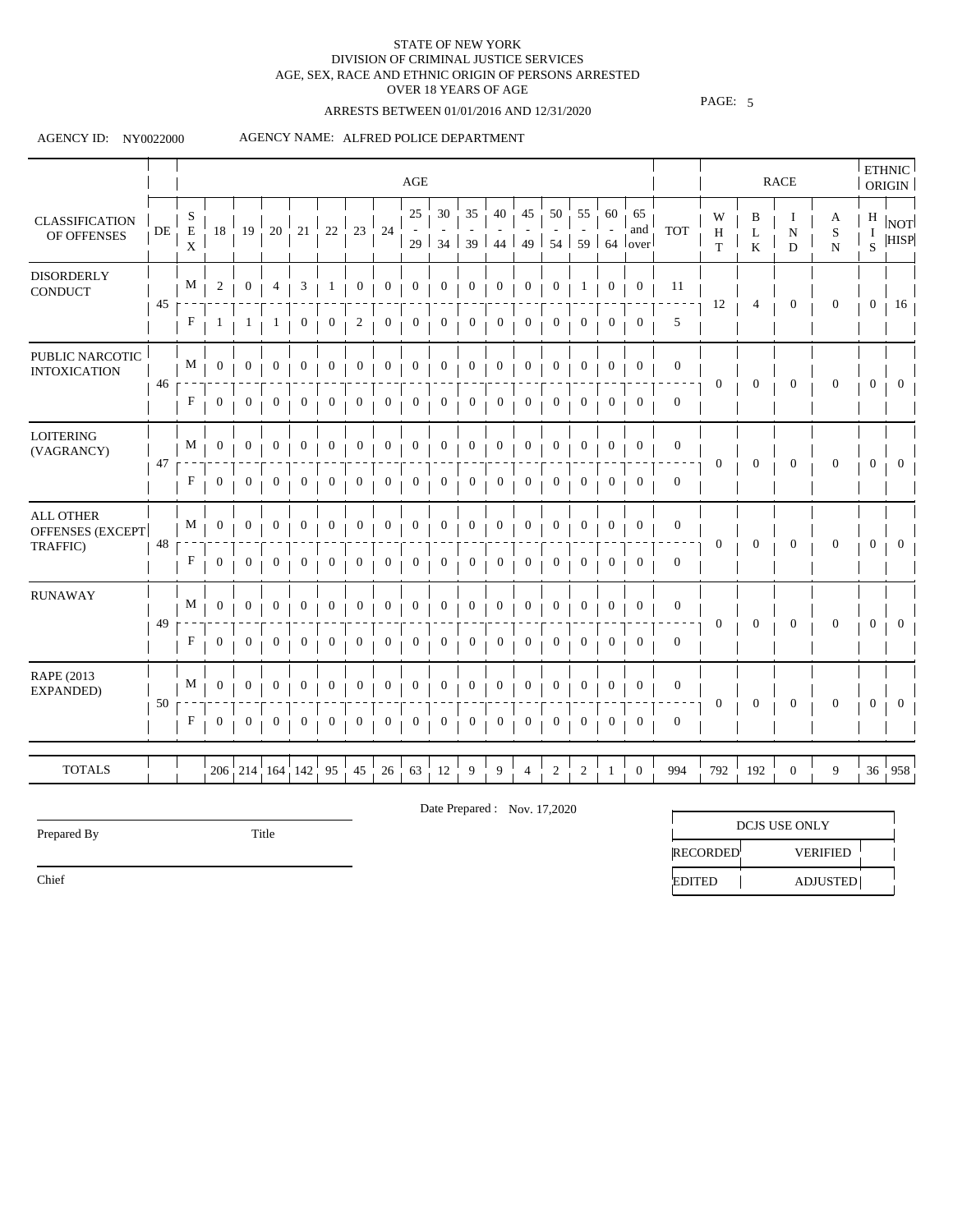STATE OF NEW YORK
DIVISION OF CRIMINAL JUSTICE SERVICES
AGE, SEX, RACE AND ETHNIC ORIGIN OF PERSONS ARRESTED
OVER 18 YEARS OF AGE

ARRESTS BETWEEN 01/01/2016 AND 12/31/2020

PAGE: 5

AGENCY ID: NY0022000 AGENCY NAME: ALFRED POLICE DEPARTMENT

| CLASSIFICATION OF OFFENSES | DE | SEX | 18 | 19 | 20 | 21 | 22 | 23 | 24 | 25-29 | 30-34 | 35-39 | 40-44 | 45-49 | 50-54 | 55-59 | 60-64 | 65 and over | TOT | WHT | BLK | IND | ASN | HIS | NOT HISP |
|---|---|---|---|---|---|---|---|---|---|---|---|---|---|---|---|---|---|---|---|---|---|---|---|---|---|
| DISORDERLY CONDUCT | 45 | M | 2 | 0 | 4 | 3 | 1 | 0 | 0 | 0 | 0 | 0 | 0 | 0 | 0 | 1 | 0 | 0 | 11 | 12 | 4 | 0 | 0 | 0 | 16 |
| | | F | 1 | 1 | 1 | 0 | 0 | 2 | 0 | 0 | 0 | 0 | 0 | 0 | 0 | 0 | 0 | 0 | 5 | | | | | | |
| PUBLIC NARCOTIC INTOXICATION | 46 | M | 0 | 0 | 0 | 0 | 0 | 0 | 0 | 0 | 0 | 0 | 0 | 0 | 0 | 0 | 0 | 0 | 0 | 0 | 0 | 0 | 0 | 0 | 0 |
| | | F | 0 | 0 | 0 | 0 | 0 | 0 | 0 | 0 | 0 | 0 | 0 | 0 | 0 | 0 | 0 | 0 | 0 | | | | | | |
| LOITERING (VAGRANCY) | 47 | M | 0 | 0 | 0 | 0 | 0 | 0 | 0 | 0 | 0 | 0 | 0 | 0 | 0 | 0 | 0 | 0 | 0 | 0 | 0 | 0 | 0 | 0 | 0 |
| | | F | 0 | 0 | 0 | 0 | 0 | 0 | 0 | 0 | 0 | 0 | 0 | 0 | 0 | 0 | 0 | 0 | 0 | | | | | | |
| ALL OTHER OFFENSES (EXCEPT TRAFFIC) | 48 | M | 0 | 0 | 0 | 0 | 0 | 0 | 0 | 0 | 0 | 0 | 0 | 0 | 0 | 0 | 0 | 0 | 0 | 0 | 0 | 0 | 0 | 0 | 0 |
| | | F | 0 | 0 | 0 | 0 | 0 | 0 | 0 | 0 | 0 | 0 | 0 | 0 | 0 | 0 | 0 | 0 | 0 | | | | | | |
| RUNAWAY | 49 | M | 0 | 0 | 0 | 0 | 0 | 0 | 0 | 0 | 0 | 0 | 0 | 0 | 0 | 0 | 0 | 0 | 0 | 0 | 0 | 0 | 0 | 0 | 0 |
| | | F | 0 | 0 | 0 | 0 | 0 | 0 | 0 | 0 | 0 | 0 | 0 | 0 | 0 | 0 | 0 | 0 | 0 | | | | | | |
| RAPE (2013 EXPANDED) | 50 | M | 0 | 0 | 0 | 0 | 0 | 0 | 0 | 0 | 0 | 0 | 0 | 0 | 0 | 0 | 0 | 0 | 0 | 0 | 0 | 0 | 0 | 0 | 0 |
| | | F | 0 | 0 | 0 | 0 | 0 | 0 | 0 | 0 | 0 | 0 | 0 | 0 | 0 | 0 | 0 | 0 | 0 | | | | | | |
| TOTALS | | | 206 | 214 | 164 | 142 | 95 | 45 | 26 | 63 | 12 | 9 | 9 | 4 | 2 | 2 | 1 | 0 | 994 | 792 | 192 | 0 | 9 | 36 | 958 |

Date Prepared : Nov. 17,2020

Prepared By Title

Chief

| DCJS USE ONLY | |
|---|---|
| RECORDED | VERIFIED |
| EDITED | ADJUSTED |